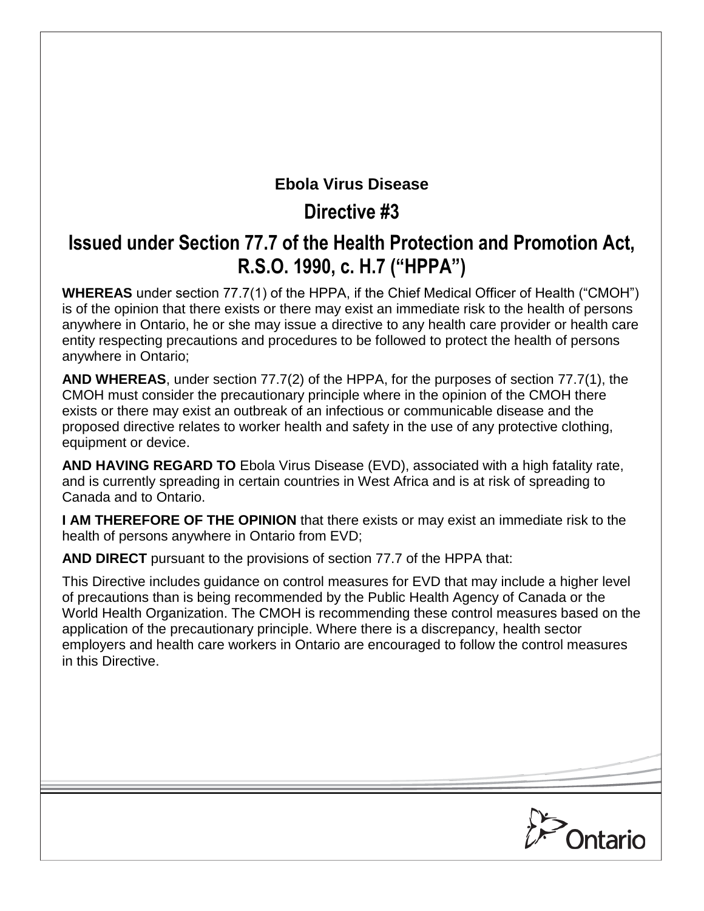**Ebola Virus Disease**

# Directive #3

# Issued under Section 77.7 of the Health Protection and Promotion Act, R.S.O. 1990, c. H.7 ("HPPA")

**WHEREAS** under section 77.7(1) of the HPPA, if the Chief Medical Officer of Health ("CMOH") is of the opinion that there exists or there may exist an immediate risk to the health of persons anywhere in Ontario, he or she may issue a directive to any health care provider or health care entity respecting precautions and procedures to be followed to protect the health of persons anywhere in Ontario;

**AND WHEREAS**, under section 77.7(2) of the HPPA, for the purposes of section 77.7(1), the CMOH must consider the precautionary principle where in the opinion of the CMOH there exists or there may exist an outbreak of an infectious or communicable disease and the proposed directive relates to worker health and safety in the use of any protective clothing, equipment or device.

**AND HAVING REGARD TO** Ebola Virus Disease (EVD), associated with a high fatality rate, and is currently spreading in certain countries in West Africa and is at risk of spreading to Canada and to Ontario.

**I AM THEREFORE OF THE OPINION** that there exists or may exist an immediate risk to the health of persons anywhere in Ontario from EVD;

**AND DIRECT** pursuant to the provisions of section 77.7 of the HPPA that:

This Directive includes guidance on control measures for EVD that may include a higher level of precautions than is being recommended by the Public Health Agency of Canada or the World Health Organization. The CMOH is recommending these control measures based on the application of the precautionary principle. Where there is a discrepancy, health sector employers and health care workers in Ontario are encouraged to follow the control measures in this Directive.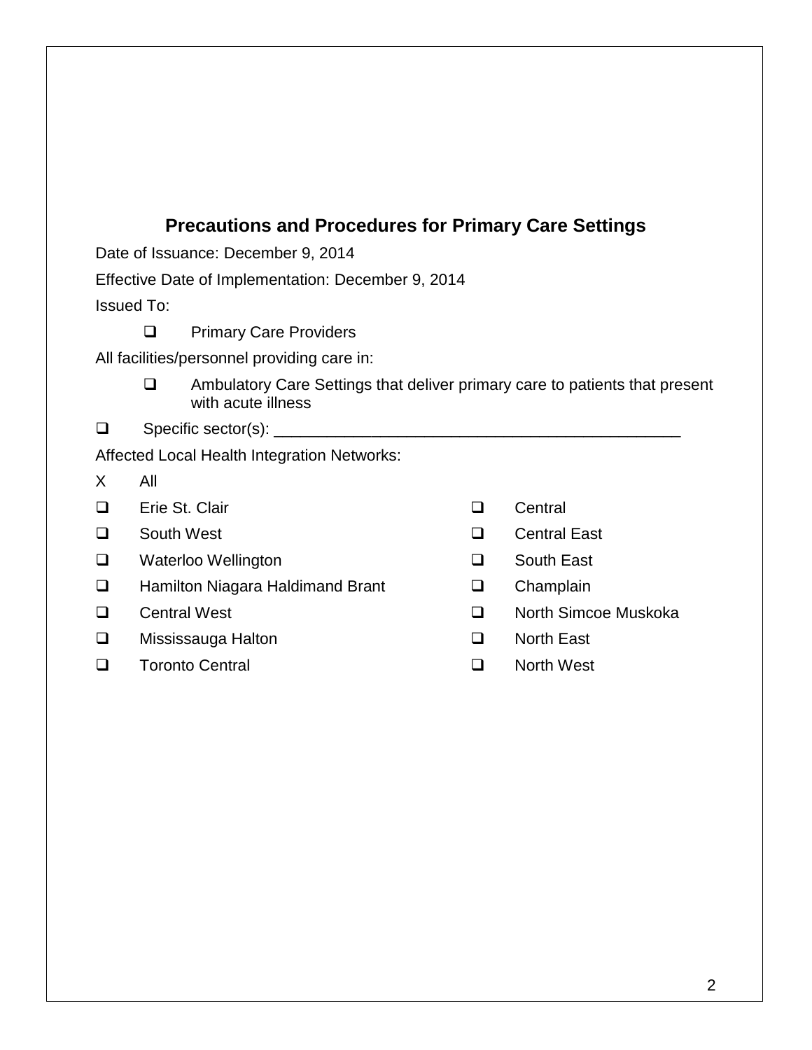## Precautions and Procedures for Primary Care Settings

Date of Issuance: December 9, 2014

Effective Date of Implementation: December 9, 2014

Issued To:

- ❑ Primary Care Providers

All facilities/personnel providing care in:

- ❑ Ambulatory Care Settings that deliver primary care to patients that present with acute illness

❑ Specific sector(s): _______________________________________________

Affected Local Health Integration Networks:

X All

- ❑ Erie St. Clair
- ❑ South West
- ❑ Waterloo Wellington
- ❑ Hamilton Niagara Haldimand Brant
- ❑ Central West
- ❑ Mississauga Halton
- ❑ Toronto Central
- ❑ Central
- ❑ Central East
- ❑ South East
- ❑ Champlain
- ❑ North Simcoe Muskoka
- ❑ North East
- ❑ North West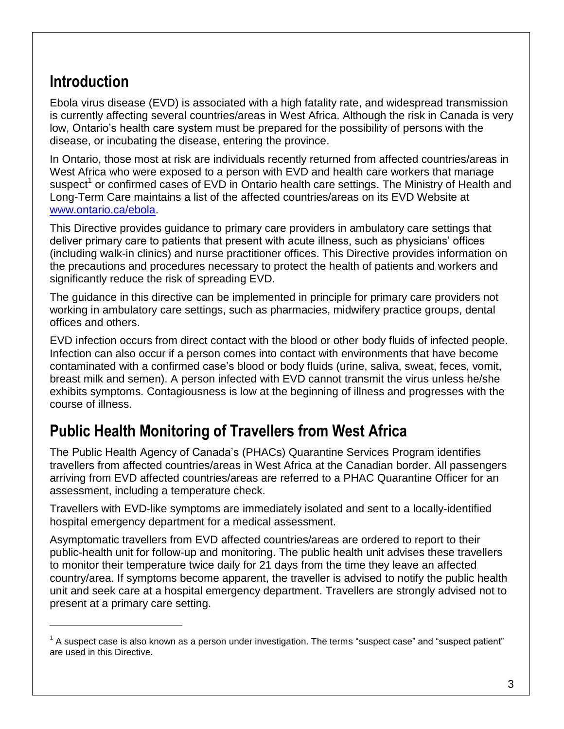## Introduction

Ebola virus disease (EVD) is associated with a high fatality rate, and widespread transmission is currently affecting several countries/areas in West Africa. Although the risk in Canada is very low, Ontario's health care system must be prepared for the possibility of persons with the disease, or incubating the disease, entering the province.

In Ontario, those most at risk are individuals recently returned from affected countries/areas in West Africa who were exposed to a person with EVD and health care workers that manage suspect[1] or confirmed cases of EVD in Ontario health care settings. The Ministry of Health and Long-Term Care maintains a list of the affected countries/areas on its EVD Website at [www.ontario.ca/ebola](www.ontario.ca/ebola).

This Directive provides guidance to primary care providers in ambulatory care settings that deliver primary care to patients that present with acute illness, such as physicians' offices (including walk-in clinics) and nurse practitioner offices. This Directive provides information on the precautions and procedures necessary to protect the health of patients and workers and significantly reduce the risk of spreading EVD.

The guidance in this directive can be implemented in principle for primary care providers not working in ambulatory care settings, such as pharmacies, midwifery practice groups, dental offices and others.

EVD infection occurs from direct contact with the blood or other body fluids of infected people. Infection can also occur if a person comes into contact with environments that have become contaminated with a confirmed case's blood or body fluids (urine, saliva, sweat, feces, vomit, breast milk and semen). A person infected with EVD cannot transmit the virus unless he/she exhibits symptoms. Contagiousness is low at the beginning of illness and progresses with the course of illness.

## Public Health Monitoring of Travellers from West Africa

The Public Health Agency of Canada's (PHACs) Quarantine Services Program identifies travellers from affected countries/areas in West Africa at the Canadian border. All passengers arriving from EVD affected countries/areas are referred to a PHAC Quarantine Officer for an assessment, including a temperature check.

Travellers with EVD-like symptoms are immediately isolated and sent to a locally-identified hospital emergency department for a medical assessment.

Asymptomatic travellers from EVD affected countries/areas are ordered to report to their public-health unit for follow-up and monitoring. The public health unit advises these travellers to monitor their temperature twice daily for 21 days from the time they leave an affected country/area. If symptoms become apparent, the traveller is advised to notify the public health unit and seek care at a hospital emergency department. Travellers are strongly advised not to present at a primary care setting.

---

[1] A suspect case is also known as a person under investigation. The terms "suspect case" and "suspect patient" are used in this Directive.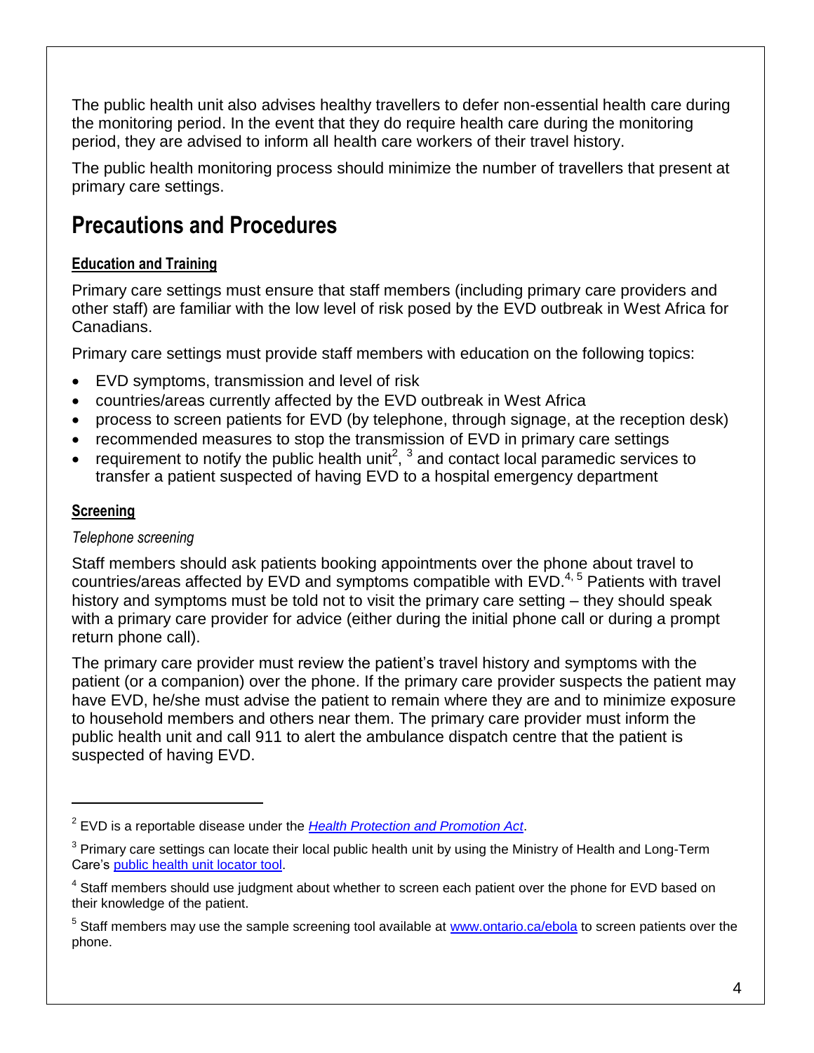The public health unit also advises healthy travellers to defer non-essential health care during the monitoring period. In the event that they do require health care during the monitoring period, they are advised to inform all health care workers of their travel history.

The public health monitoring process should minimize the number of travellers that present at primary care settings.

# Precautions and Procedures

## Education and Training

Primary care settings must ensure that staff members (including primary care providers and other staff) are familiar with the low level of risk posed by the EVD outbreak in West Africa for Canadians.

Primary care settings must provide staff members with education on the following topics:

- EVD symptoms, transmission and level of risk
- countries/areas currently affected by the EVD outbreak in West Africa
- process to screen patients for EVD (by telephone, through signage, at the reception desk)
- recommended measures to stop the transmission of EVD in primary care settings
- requirement to notify the public health unit[2], [3] and contact local paramedic services to transfer a patient suspected of having EVD to a hospital emergency department

## Screening

*Telephone screening*

Staff members should ask patients booking appointments over the phone about travel to countries/areas affected by EVD and symptoms compatible with EVD.[4, 5] Patients with travel history and symptoms must be told not to visit the primary care setting – they should speak with a primary care provider for advice (either during the initial phone call or during a prompt return phone call).

The primary care provider must review the patient's travel history and symptoms with the patient (or a companion) over the phone. If the primary care provider suspects the patient may have EVD, he/she must advise the patient to remain where they are and to minimize exposure to household members and others near them. The primary care provider must inform the public health unit and call 911 to alert the ambulance dispatch centre that the patient is suspected of having EVD.

---

[2] EVD is a reportable disease under the *Health Protection and Promotion Act*.

[3] Primary care settings can locate their local public health unit by using the Ministry of Health and Long-Term Care's public health unit locator tool.

[4] Staff members should use judgment about whether to screen each patient over the phone for EVD based on their knowledge of the patient.

[5] Staff members may use the sample screening tool available at www.ontario.ca/ebola to screen patients over the phone.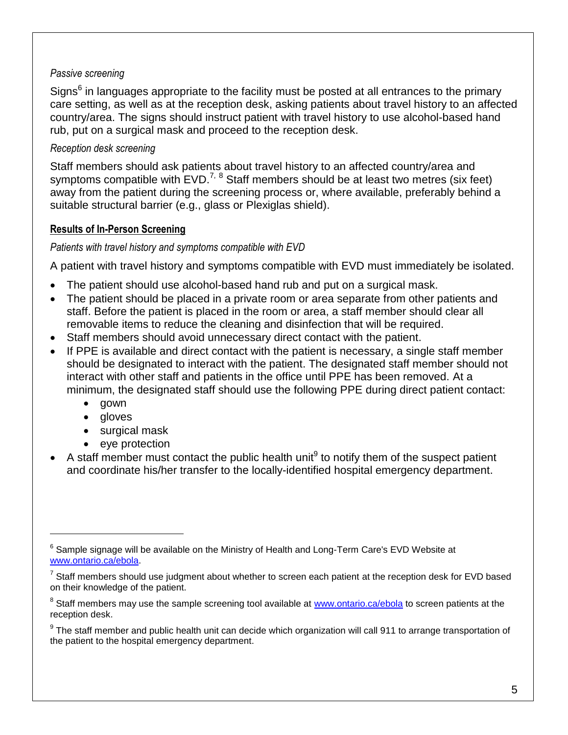*Passive screening*

Signs[6] in languages appropriate to the facility must be posted at all entrances to the primary care setting, as well as at the reception desk, asking patients about travel history to an affected country/area. The signs should instruct patient with travel history to use alcohol-based hand rub, put on a surgical mask and proceed to the reception desk.

*Reception desk screening*

Staff members should ask patients about travel history to an affected country/area and symptoms compatible with EVD.[7, 8] Staff members should be at least two metres (six feet) away from the patient during the screening process or, where available, preferably behind a suitable structural barrier (e.g., glass or Plexiglas shield).

**Results of In-Person Screening**

*Patients with travel history and symptoms compatible with EVD*

A patient with travel history and symptoms compatible with EVD must immediately be isolated.

- The patient should use alcohol-based hand rub and put on a surgical mask.
- The patient should be placed in a private room or area separate from other patients and staff. Before the patient is placed in the room or area, a staff member should clear all removable items to reduce the cleaning and disinfection that will be required.
- Staff members should avoid unnecessary direct contact with the patient.
- If PPE is available and direct contact with the patient is necessary, a single staff member should be designated to interact with the patient. The designated staff member should not interact with other staff and patients in the office until PPE has been removed. At a minimum, the designated staff should use the following PPE during direct patient contact:
  - gown
  - gloves
  - surgical mask
  - eye protection
- A staff member must contact the public health unit[9] to notify them of the suspect patient and coordinate his/her transfer to the locally-identified hospital emergency department.

---

[6] Sample signage will be available on the Ministry of Health and Long-Term Care's EVD Website at www.ontario.ca/ebola.

[7] Staff members should use judgment about whether to screen each patient at the reception desk for EVD based on their knowledge of the patient.

[8] Staff members may use the sample screening tool available at www.ontario.ca/ebola to screen patients at the reception desk.

[9] The staff member and public health unit can decide which organization will call 911 to arrange transportation of the patient to the hospital emergency department.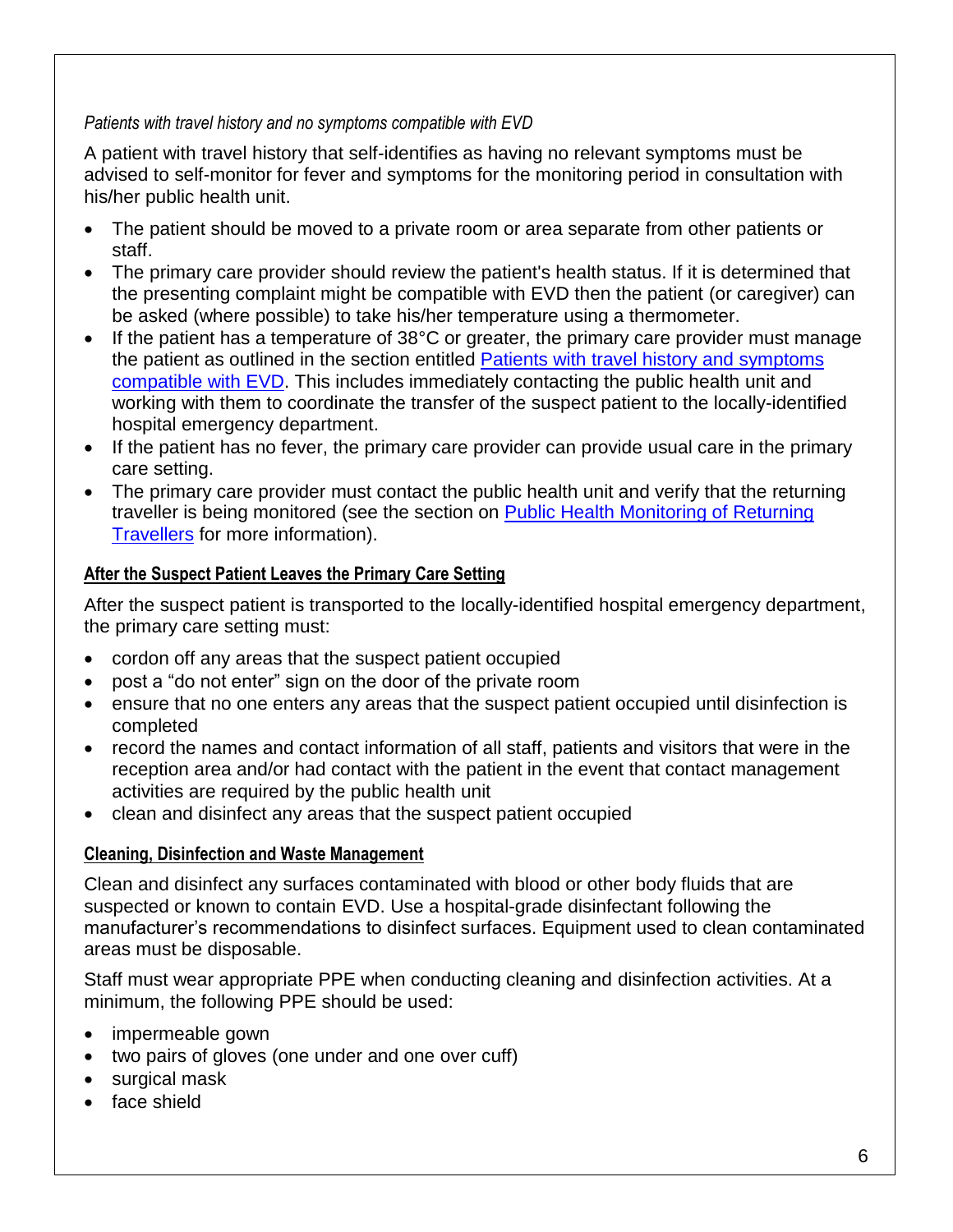*Patients with travel history and no symptoms compatible with EVD*

A patient with travel history that self-identifies as having no relevant symptoms must be advised to self-monitor for fever and symptoms for the monitoring period in consultation with his/her public health unit.

- The patient should be moved to a private room or area separate from other patients or staff.
- The primary care provider should review the patient's health status. If it is determined that the presenting complaint might be compatible with EVD then the patient (or caregiver) can be asked (where possible) to take his/her temperature using a thermometer.
- If the patient has a temperature of 38°C or greater, the primary care provider must manage the patient as outlined in the section entitled Patients with travel history and symptoms compatible with EVD. This includes immediately contacting the public health unit and working with them to coordinate the transfer of the suspect patient to the locally-identified hospital emergency department.
- If the patient has no fever, the primary care provider can provide usual care in the primary care setting.
- The primary care provider must contact the public health unit and verify that the returning traveller is being monitored (see the section on Public Health Monitoring of Returning Travellers for more information).

### After the Suspect Patient Leaves the Primary Care Setting

After the suspect patient is transported to the locally-identified hospital emergency department, the primary care setting must:

- cordon off any areas that the suspect patient occupied
- post a "do not enter" sign on the door of the private room
- ensure that no one enters any areas that the suspect patient occupied until disinfection is completed
- record the names and contact information of all staff, patients and visitors that were in the reception area and/or had contact with the patient in the event that contact management activities are required by the public health unit
- clean and disinfect any areas that the suspect patient occupied

### Cleaning, Disinfection and Waste Management

Clean and disinfect any surfaces contaminated with blood or other body fluids that are suspected or known to contain EVD. Use a hospital-grade disinfectant following the manufacturer's recommendations to disinfect surfaces. Equipment used to clean contaminated areas must be disposable.

Staff must wear appropriate PPE when conducting cleaning and disinfection activities. At a minimum, the following PPE should be used:

- impermeable gown
- two pairs of gloves (one under and one over cuff)
- surgical mask
- face shield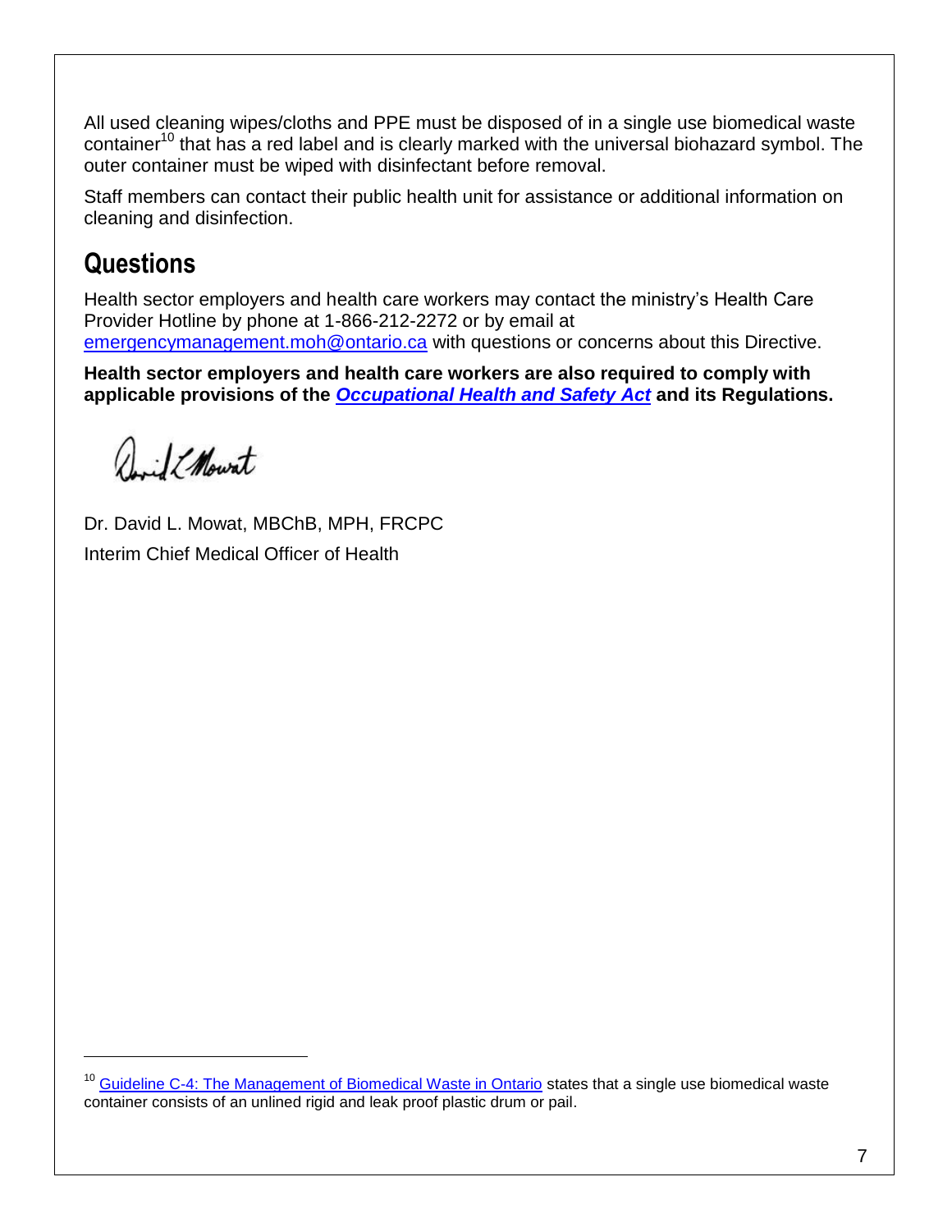All used cleaning wipes/cloths and PPE must be disposed of in a single use biomedical waste container[10] that has a red label and is clearly marked with the universal biohazard symbol. The outer container must be wiped with disinfectant before removal.

Staff members can contact their public health unit for assistance or additional information on cleaning and disinfection.

## Questions

Health sector employers and health care workers may contact the ministry's Health Care Provider Hotline by phone at 1-866-212-2272 or by email at emergencymanagement.moh@ontario.ca with questions or concerns about this Directive.

**Health sector employers and health care workers are also required to comply with applicable provisions of the *Occupational Health and Safety Act* and its Regulations.**

Dr. David L. Mowat, MBChB, MPH, FRCPC
Interim Chief Medical Officer of Health

---

[10] Guideline C-4: The Management of Biomedical Waste in Ontario states that a single use biomedical waste container consists of an unlined rigid and leak proof plastic drum or pail.